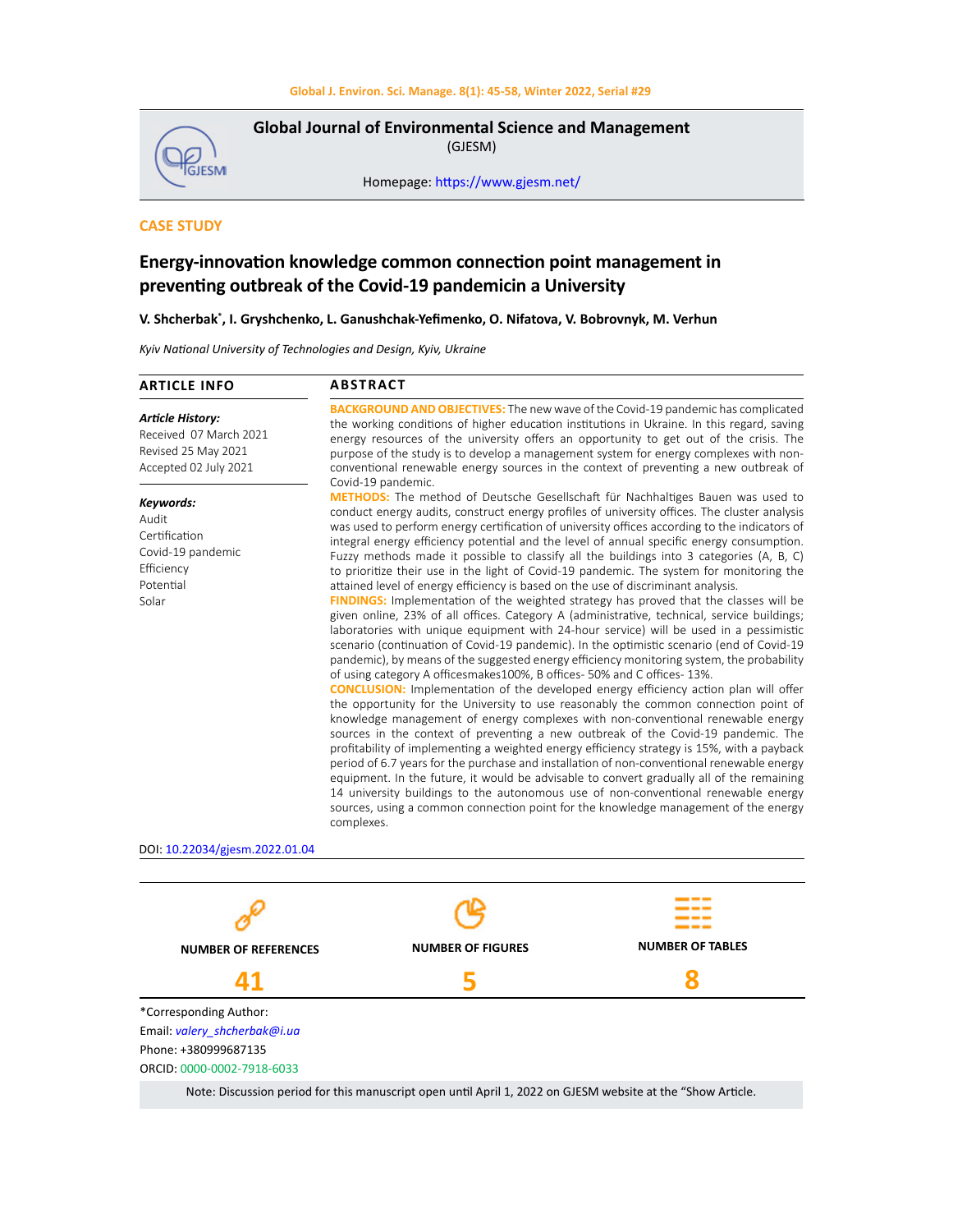**Global Journal of Environmental Science and Management**
(GJESM)

Homepage: https://www.gjesm.net/

**CASE STUDY**

# Energy-innovation knowledge common connection point management in preventing outbreak of the Covid-19 pandemicin a University

**V. Shcherbak*, I. Gryshchenko, L. Ganushchak-Yefimenko, O. Nifatova, V. Bobrovnyk, M. Verhun**

*Kyiv National University of Technologies and Design, Kyiv, Ukraine*

## ARTICLE INFO

***Article History:***
Received 07 March 2021
Revised 25 May 2021
Accepted 02 July 2021

***Keywords:***
Audit
Certification
Covid-19 pandemic
Efficiency
Potential
Solar

## ABSTRACT

**BACKGROUND AND OBJECTIVES:** The new wave of the Covid-19 pandemic has complicated the working conditions of higher education institutions in Ukraine. In this regard, saving energy resources of the university offers an opportunity to get out of the crisis. The purpose of the study is to develop a management system for energy complexes with non-conventional renewable energy sources in the context of preventing a new outbreak of Covid-19 pandemic.

**METHODS:** The method of Deutsche Gesellschaft für Nachhaltiges Bauen was used to conduct energy audits, construct energy profiles of university offices. The cluster analysis was used to perform energy certification of university offices according to the indicators of integral energy efficiency potential and the level of annual specific energy consumption. Fuzzy methods made it possible to classify all the buildings into 3 categories (A, B, C) to prioritize their use in the light of Covid-19 pandemic. The system for monitoring the attained level of energy efficiency is based on the use of discriminant analysis.

**FINDINGS:** Implementation of the weighted strategy has proved that the classes will be given online, 23% of all offices. Category A (administrative, technical, service buildings; laboratories with unique equipment with 24-hour service) will be used in a pessimistic scenario (continuation of Covid-19 pandemic). In the optimistic scenario (end of Covid-19 pandemic), by means of the suggested energy efficiency monitoring system, the probability of using category A officesmakes100%, B offices- 50% and C offices- 13%.

**CONCLUSION:** Implementation of the developed energy efficiency action plan will offer the opportunity for the University to use reasonably the common connection point of knowledge management of energy complexes with non-conventional renewable energy sources in the context of preventing a new outbreak of the Covid-19 pandemic. The profitability of implementing a weighted energy efficiency strategy is 15%, with a payback period of 6.7 years for the purchase and installation of non-conventional renewable energy equipment. In the future, it would be advisable to convert gradually all of the remaining 14 university buildings to the autonomous use of non-conventional renewable energy sources, using a common connection point for the knowledge management of the energy complexes.

DOI: 10.22034/gjesm.2022.01.04

| NUMBER OF REFERENCES | NUMBER OF FIGURES | NUMBER OF TABLES |
|---|---|---|
| 41 | 5 | 8 |

*Corresponding Author:
Email: *valery_shcherbak@i.ua*
Phone: +380999687135
ORCID: 0000-0002-7918-6033

Note: Discussion period for this manuscript open until April 1, 2022 on GJESM website at the "Show Article.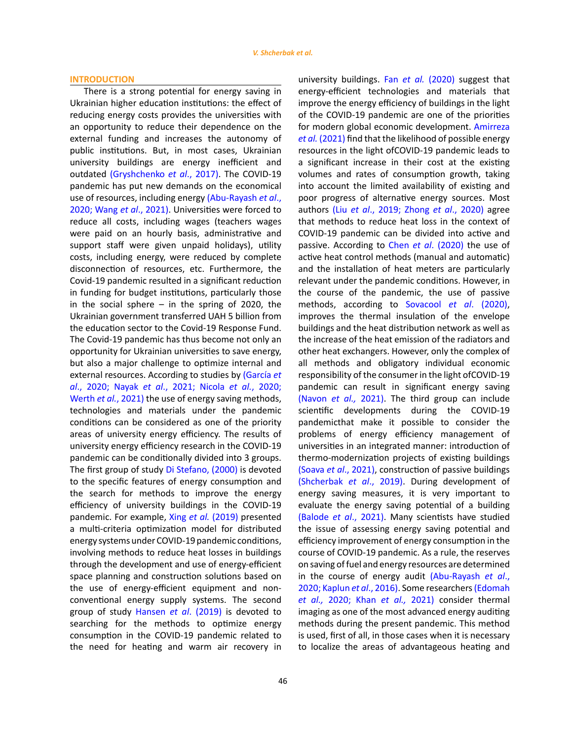## INTRODUCTION

There is a strong potential for energy saving in Ukrainian higher education institutions: the effect of reducing energy costs provides the universities with an opportunity to reduce their dependence on the external funding and increases the autonomy of public institutions. But, in most cases, Ukrainian university buildings are energy inefficient and outdated (Gryshchenko *et al*., 2017). The COVID-19 pandemic has put new demands on the economical use of resources, including energy (Abu-Rayash *et al*., 2020; Wang *et al*., 2021). Universities were forced to reduce all costs, including wages (teachers wages were paid on an hourly basis, administrative and support staff were given unpaid holidays), utility costs, including energy, were reduced by complete disconnection of resources, etc. Furthermore, the Covid-19 pandemic resulted in a significant reduction in funding for budget institutions, particularly those in the social sphere – in the spring of 2020, the Ukrainian government transferred UAH 5 billion from the education sector to the Covid-19 Response Fund. The Covid-19 pandemic has thus become not only an opportunity for Ukrainian universities to save energy, but also a major challenge to optimize internal and external resources. According to studies by (García *et al*., 2020; Nayak *et al*., 2021; Nicola *et al*., 2020; Werth *et al*., 2021) the use of energy saving methods, technologies and materials under the pandemic conditions can be considered as one of the priority areas of university energy efficiency. The results of university energy efficiency research in the COVID-19 pandemic can be conditionally divided into 3 groups. The first group of study Di Stefano, (2000) is devoted to the specific features of energy consumption and the search for methods to improve the energy efficiency of university buildings in the COVID-19 pandemic. For example, Xing *et al.* (2019) presented a multi-criteria optimization model for distributed energy systems under COVID-19 pandemic conditions, involving methods to reduce heat losses in buildings through the development and use of energy-efficient space planning and construction solutions based on the use of energy-efficient equipment and non-conventional energy supply systems. The second group of study Hansen *et al*. (2019) is devoted to searching for the methods to optimize energy consumption in the COVID-19 pandemic related to the need for heating and warm air recovery in university buildings. Fan *et al.* (2020) suggest that energy-efficient technologies and materials that improve the energy efficiency of buildings in the light of the COVID-19 pandemic are one of the priorities for modern global economic development. Amirreza *et al.* (2021) find that the likelihood of possible energy resources in the light ofCOVID-19 pandemic leads to a significant increase in their cost at the existing volumes and rates of consumption growth, taking into account the limited availability of existing and poor progress of alternative energy sources. Most authors (Liu *et al*., 2019; Zhong *et al*., 2020) agree that methods to reduce heat loss in the context of COVID-19 pandemic can be divided into active and passive. According to Chen *et al*. (2020) the use of active heat control methods (manual and automatic) and the installation of heat meters are particularly relevant under the pandemic conditions. However, in the course of the pandemic, the use of passive methods, according to Sovacool *et al*. (2020), improves the thermal insulation of the envelope buildings and the heat distribution network as well as the increase of the heat emission of the radiators and other heat exchangers. However, only the complex of all methods and obligatory individual economic responsibility of the consumer in the light ofCOVID-19 pandemic can result in significant energy saving (Navon *et al.,* 2021). The third group can include scientific developments during the COVID-19 pandemicthat make it possible to consider the problems of energy efficiency management of universities in an integrated manner: introduction of thermo-modernization projects of existing buildings (Soava *et al*., 2021), construction of passive buildings (Shcherbak *et al*., 2019). During development of energy saving measures, it is very important to evaluate the energy saving potential of a building (Balode *et al*., 2021). Many scientists have studied the issue of assessing energy saving potential and efficiency improvement of energy consumption in the course of COVID-19 pandemic. As a rule, the reserves on saving of fuel and energy resources are determined in the course of energy audit (Abu-Rayash *et al*., 2020; Kaplun *et al*., 2016). Some researchers (Edomah *et al.,* 2020; Khan *et al.,* 2021) consider thermal imaging as one of the most advanced energy auditing methods during the present pandemic. This method is used, first of all, in those cases when it is necessary to localize the areas of advantageous heating and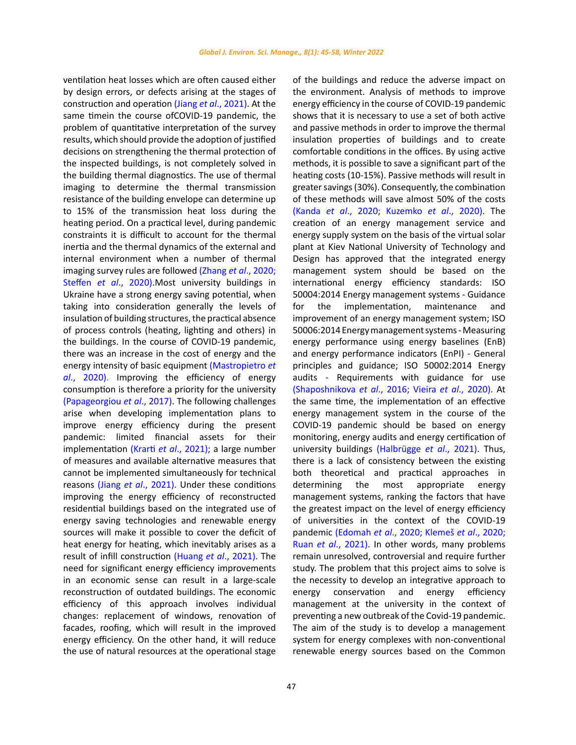ventilation heat losses which are often caused either by design errors, or defects arising at the stages of construction and operation (Jiang *et al*., 2021). At the same timein the course ofCOVID-19 pandemic, the problem of quantitative interpretation of the survey results, which should provide the adoption of justified decisions on strengthening the thermal protection of the inspected buildings, is not completely solved in the building thermal diagnostics. The use of thermal imaging to determine the thermal transmission resistance of the building envelope can determine up to 15% of the transmission heat loss during the heating period. On a practical level, during pandemic constraints it is difficult to account for the thermal inertia and the thermal dynamics of the external and internal environment when a number of thermal imaging survey rules are followed (Zhang *et al*., 2020; Steffen *et al*., 2020).Most university buildings in Ukraine have a strong energy saving potential, when taking into consideration generally the levels of insulation of building structures, the practical absence of process controls (heating, lighting and others) in the buildings. In the course of COVID-19 pandemic, there was an increase in the cost of energy and the energy intensity of basic equipment (Mastropietro *et al*., 2020). Improving the efficiency of energy consumption is therefore a priority for the university (Papageorgiou *et al*., 2017). The following challenges arise when developing implementation plans to improve energy efficiency during the present pandemic: limited financial assets for their implementation (Krarti *et al*., 2021); a large number of measures and available alternative measures that cannot be implemented simultaneously for technical reasons (Jiang *et al*., 2021). Under these conditions improving the energy efficiency of reconstructed residential buildings based on the integrated use of energy saving technologies and renewable energy sources will make it possible to cover the deficit of heat energy for heating, which inevitably arises as a result of infill construction (Huang *et al*., 2021). The need for significant energy efficiency improvements in an economic sense can result in a large-scale reconstruction of outdated buildings. The economic efficiency of this approach involves individual changes: replacement of windows, renovation of facades, roofing, which will result in the improved energy efficiency. On the other hand, it will reduce the use of natural resources at the operational stage of the buildings and reduce the adverse impact on the environment. Analysis of methods to improve energy efficiency in the course of COVID-19 pandemic shows that it is necessary to use a set of both active and passive methods in order to improve the thermal insulation properties of buildings and to create comfortable conditions in the offices. By using active methods, it is possible to save a significant part of the heating costs (10-15%). Passive methods will result in greater savings (30%). Consequently, the combination of these methods will save almost 50% of the costs (Kanda *et al*., 2020; Kuzemko *et al*., 2020). The creation of an energy management service and energy supply system on the basis of the virtual solar plant at Kiev National University of Technology and Design has approved that the integrated energy management system should be based on the international energy efficiency standards: ISO 50004:2014 Energy management systems - Guidance for the implementation, maintenance and improvement of an energy management system; ISO 50006:2014 Energy management systems - Measuring energy performance using energy baselines (EnB) and energy performance indicators (EnPI) - General principles and guidance; ISO 50002:2014 Energy audits - Requirements with guidance for use (Shaposhnikova *et al*., 2016; Vieira *et al*., 2020). At the same time, the implementation of an effective energy management system in the course of the COVID-19 pandemic should be based on energy monitoring, energy audits and energy certification of university buildings (Halbrügge *et al*., 2021). Thus, there is a lack of consistency between the existing both theoretical and practical approaches in determining the most appropriate energy management systems, ranking the factors that have the greatest impact on the level of energy efficiency of universities in the context of the COVID-19 pandemic (Edomah *et al*., 2020; Klemeš *et al*., 2020; Ruan *et al*., 2021). In other words, many problems remain unresolved, controversial and require further study. The problem that this project aims to solve is the necessity to develop an integrative approach to energy conservation and energy efficiency management at the university in the context of preventing a new outbreak of the Covid-19 pandemic. The aim of the study is to develop a management system for energy complexes with non-conventional renewable energy sources based on the Common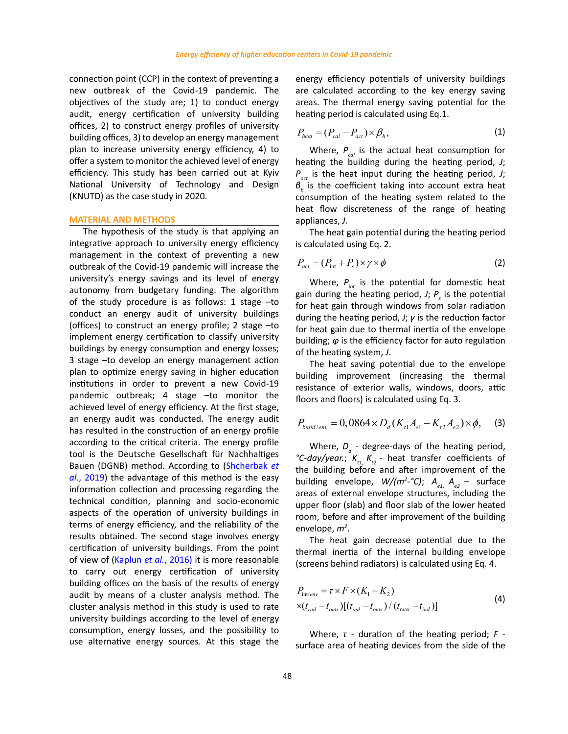connection point (CCP) in the context of preventing a new outbreak of the Covid-19 pandemic. The objectives of the study are; 1) to conduct energy audit, energy certification of university building offices, 2) to construct energy profiles of university building offices, 3) to develop an energy management plan to increase university energy efficiency, 4) to offer a system to monitor the achieved level of energy efficiency. This study has been carried out at Kyiv National University of Technology and Design (KNUTD) as the case study in 2020.

## MATERIAL AND METHODS

The hypothesis of the study is that applying an integrative approach to university energy efficiency management in the context of preventing a new outbreak of the Covid-19 pandemic will increase the university's energy savings and its level of autonomy from budgetary funding. The algorithm of the study procedure is as follows: 1 stage –to conduct an energy audit of university buildings (offices) to construct an energy profile; 2 stage –to implement energy certification to classify university buildings by energy consumption and energy losses; 3 stage –to develop an energy management action plan to optimize energy saving in higher education institutions in order to prevent a new Covid-19 pandemic outbreak; 4 stage –to monitor the achieved level of energy efficiency. At the first stage, an energy audit was conducted. The energy audit has resulted in the construction of an energy profile according to the critical criteria. The energy profile tool is the Deutsche Gesellschaft für Nachhaltiges Bauen (DGNB) method. According to (Shcherbak *et al.*, 2019) the advantage of this method is the easy information collection and processing regarding the technical condition, planning and socio-economic aspects of the operation of university buildings in terms of energy efficiency, and the reliability of the results obtained. The second stage involves energy certification of university buildings. From the point of view of (Kaplun *et al.*, 2016) it is more reasonable to carry out energy certification of university building offices on the basis of the results of energy audit by means of a cluster analysis method. The cluster analysis method in this study is used to rate university buildings according to the level of energy consumption, energy losses, and the possibility to use alternative energy sources. At this stage the energy efficiency potentials of university buildings are calculated according to the key energy saving areas. The thermal energy saving potential for the heating period is calculated using Eq.1.

$$P_{heat} = (P_{cal} - P_{act}) \times \beta_h, \tag{1}$$

Where, $P_{cal}$ is the actual heat consumption for heating the building during the heating period, *J*; $P_{act}$ is the heat input during the heating period, *J*; $\beta_h$ is the coefficient taking into account extra heat consumption of the heating system related to the heat flow discreteness of the range of heating appliances, *J*.

The heat gain potential during the heating period is calculated using Eq. 2.

$$P_{act} = (P_{int} + P_s) \times \gamma \times \phi \tag{2}$$

Where, $P_{int}$ is the potential for domestic heat gain during the heating period, *J*; $P_s$ is the potential for heat gain through windows from solar radiation during the heating period, *J*; $\gamma$ is the reduction factor for heat gain due to thermal inertia of the envelope building; $\varphi$ is the efficiency factor for auto regulation of the heating system, *J*.

The heat saving potential due to the envelope building improvement (increasing the thermal resistance of exterior walls, windows, doors, attic floors and floors) is calculated using Eq. 3.

$$P_{build/env} = 0{,}0864 \times D_d (K_{t1} A_{e1} - K_{t2} A_{e2}) \times \phi, \tag{3}$$

Where, $D_d$ - degree-days of the heating period, *°C-day/year.*; $K_{t1,}$ $K_{t2}$ - heat transfer coefficients of the building before and after improvement of the building envelope, *W/(m²-°C)*; $A_{e1,}$ $A_{e2}$ – surface areas of external envelope structures, including the upper floor (slab) and floor slab of the lower heated room, before and after improvement of the building envelope, *m²*.

The heat gain decrease potential due to the thermal inertia of the internal building envelope (screens behind radiators) is calculated using Eq. 4.

$$P_{int/env} = \tau \times F \times (K_1 - K_2) \times (t_{rad} - t_{outs})[(t_{ind} - t_{outs})/(t_{max} - t_{ind})] \tag{4}$$

Where, $\tau$ - duration of the heating period; $F$ - surface area of heating devices from the side of the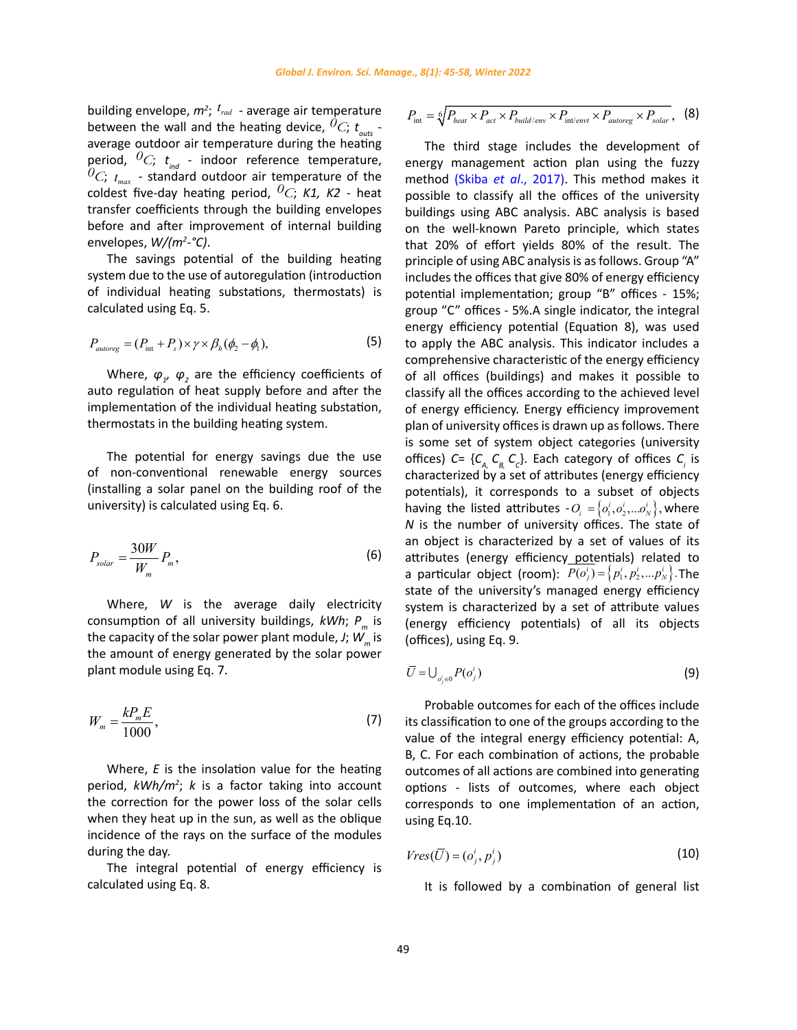building envelope, $m^2$; $t_{rad}$ - average air temperature between the wall and the heating device, $^0C$; $t_{outs}$ - average outdoor air temperature during the heating period, $^0C$; $t_{ind}$ - indoor reference temperature, $^0C$; $t_{max}$ - standard outdoor air temperature of the coldest five-day heating period, $^0C$; *K1, K2* - heat transfer coefficients through the building envelopes before and after improvement of internal building envelopes, *W/(m²-°C)*.

The savings potential of the building heating system due to the use of autoregulation (introduction of individual heating substations, thermostats) is calculated using Eq. 5.

$$P_{autoreg} = (P_{int} + P_s) \times \gamma \times \beta_h(\phi_2 - \phi_1), \quad (5)$$

Where, $\varphi_1$, $\varphi_2$ are the efficiency coefficients of auto regulation of heat supply before and after the implementation of the individual heating substation, thermostats in the building heating system.

The potential for energy savings due the use of non-conventional renewable energy sources (installing a solar panel on the building roof of the university) is calculated using Eq. 6.

$$P_{solar} = \frac{30W}{W_m} P_m, \quad (6)$$

Where, $W$ is the average daily electricity consumption of all university buildings, *kWh*; $P_m$ is the capacity of the solar power plant module, *J*; $W_m$ is the amount of energy generated by the solar power plant module using Eq. 7.

$$W_m = \frac{kP_m E}{1000}, \quad (7)$$

Where, $E$ is the insolation value for the heating period, *kWh/m²*; $k$ is a factor taking into account the correction for the power loss of the solar cells when they heat up in the sun, as well as the oblique incidence of the rays on the surface of the modules during the day.

The integral potential of energy efficiency is calculated using Eq. 8.

$$P_{int} = \sqrt[6]{P_{heat} \times P_{act} \times P_{build/env} \times P_{int/envt} \times P_{autoreg} \times P_{solar}}, \quad (8)$$

The third stage includes the development of energy management action plan using the fuzzy method (Skiba *et al.*, 2017). This method makes it possible to classify all the offices of the university buildings using ABC analysis. ABC analysis is based on the well-known Pareto principle, which states that 20% of effort yields 80% of the result. The principle of using ABC analysis is as follows. Group "A" includes the offices that give 80% of energy efficiency potential implementation; group "B" offices - 15%; group "C" offices - 5%.A single indicator, the integral energy efficiency potential (Equation 8), was used to apply the ABC analysis. This indicator includes a comprehensive characteristic of the energy efficiency of all offices (buildings) and makes it possible to classify all the offices according to the achieved level of energy efficiency. Energy efficiency improvement plan of university offices is drawn up as follows. There is some set of system object categories (university offices) $C = \{C_A, C_B, C_C\}$. Each category of offices $C_i$ is characterized by a set of attributes (energy efficiency potentials), it corresponds to a subset of objects having the listed attributes - $O_i = \{o_1^i, o_2^i, ...o_N^i\}$, where $N$ is the number of university offices. The state of an object is characterized by a set of values of its attributes (energy efficiency potentials) related to a particular object (room): $P(o_j^i) = \{p_1^i, p_2^i, ...p_N^i\}$. The state of the university's managed energy efficiency system is characterized by a set of attribute values (energy efficiency potentials) of all its objects (offices), using Eq. 9.

$$\bar{U} = \cup_{o_j^i \in 0} P(o_j^i) \quad (9)$$

Probable outcomes for each of the offices include its classification to one of the groups according to the value of the integral energy efficiency potential: A, B, C. For each combination of actions, the probable outcomes of all actions are combined into generating options - lists of outcomes, where each object corresponds to one implementation of an action, using Eq.10.

$$Vres(\bar{U}) = (o_j^i, p_j^i) \quad (10)$$

It is followed by a combination of general list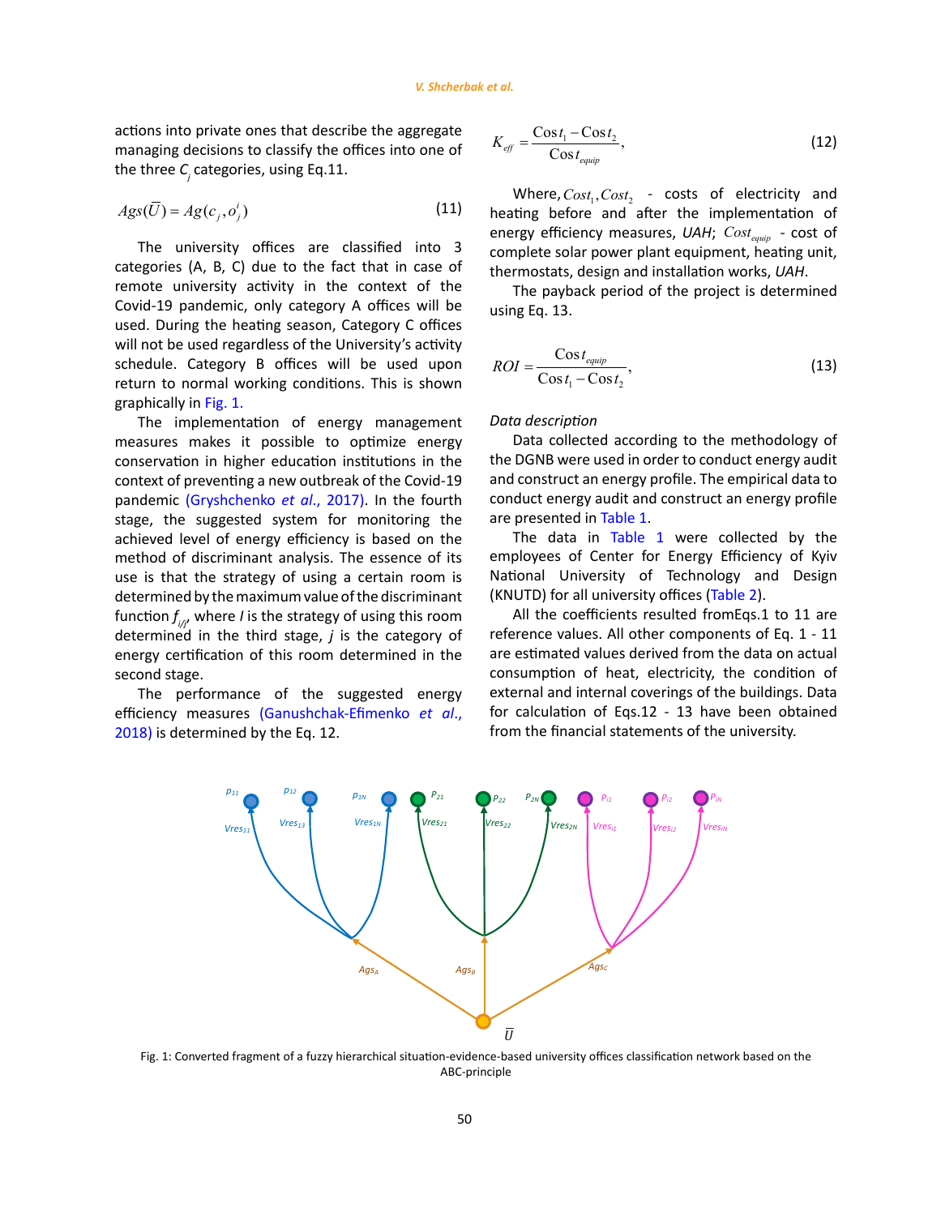actions into private ones that describe the aggregate managing decisions to classify the offices into one of the three $C_j$ categories, using Eq.11.

$$Ags(\bar{U}) = Ag(c_j, o_j^i) \tag{11}$$

The university offices are classified into 3 categories (A, B, C) due to the fact that in case of remote university activity in the context of the Covid-19 pandemic, only category A offices will be used. During the heating season, Category C offices will not be used regardless of the University's activity schedule. Category B offices will be used upon return to normal working conditions. This is shown graphically in Fig. 1.

The implementation of energy management measures makes it possible to optimize energy conservation in higher education institutions in the context of preventing a new outbreak of the Covid-19 pandemic (Gryshchenko *et al*., 2017). In the fourth stage, the suggested system for monitoring the achieved level of energy efficiency is based on the method of discriminant analysis. The essence of its use is that the strategy of using a certain room is determined by the maximum value of the discriminant function $f_{i/j}$, where $I$ is the strategy of using this room determined in the third stage, $j$ is the category of energy certification of this room determined in the second stage.

The performance of the suggested energy efficiency measures (Ganushchak-Efimenko *et al*., 2018) is determined by the Eq. 12.

$$K_{eff} = \frac{Cost_1 - Cost_2}{Cost_{equip}}, \tag{12}$$

Where, $Cost_1, Cost_2$ - costs of electricity and heating before and after the implementation of energy efficiency measures, *UAH*; $Cost_{equip}$ - cost of complete solar power plant equipment, heating unit, thermostats, design and installation works, *UAH*.

The payback period of the project is determined using Eq. 13.

$$ROI = \frac{Cost_{equip}}{Cost_1 - Cost_2}, \tag{13}$$

*Data description*

Data collected according to the methodology of the DGNB were used in order to conduct energy audit and construct an energy profile. The empirical data to conduct energy audit and construct an energy profile are presented in Table 1.

The data in Table 1 were collected by the employees of Center for Energy Efficiency of Kyiv National University of Technology and Design (KNUTD) for all university offices (Table 2).

All the coefficients resulted fromEqs.1 to 11 are reference values. All other components of Eq. 1 - 11 are estimated values derived from the data on actual consumption of heat, electricity, the condition of external and internal coverings of the buildings. Data for calculation of Eqs.12 - 13 have been obtained from the financial statements of the university.

Fig. 1: Converted fragment of a fuzzy hierarchical situation-evidence-based university offices classification network based on the ABC-principle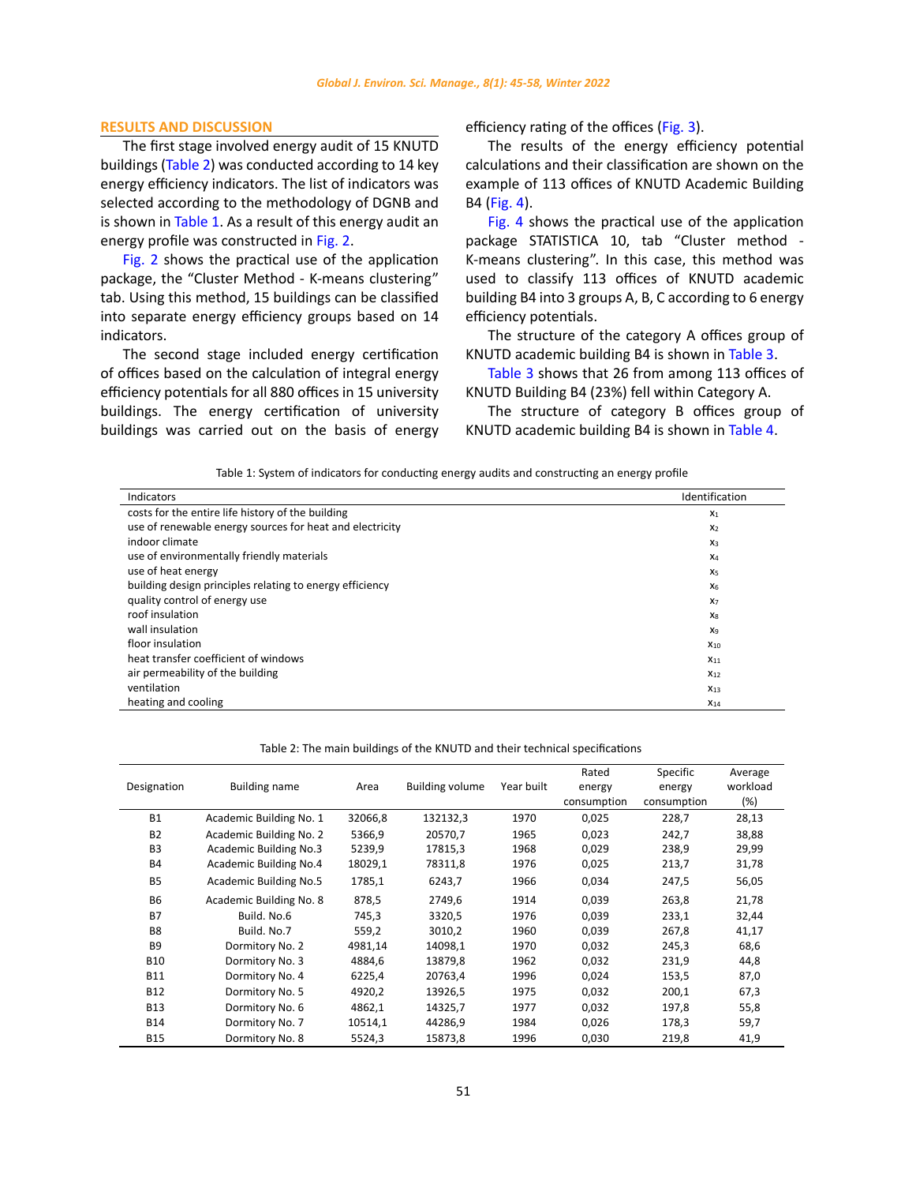## RESULTS AND DISCUSSION

The first stage involved energy audit of 15 KNUTD buildings (Table 2) was conducted according to 14 key energy efficiency indicators. The list of indicators was selected according to the methodology of DGNB and is shown in Table 1. As a result of this energy audit an energy profile was constructed in Fig. 2.

Fig. 2 shows the practical use of the application package, the "Cluster Method - K-means clustering" tab. Using this method, 15 buildings can be classified into separate energy efficiency groups based on 14 indicators.

The second stage included energy certification of offices based on the calculation of integral energy efficiency potentials for all 880 offices in 15 university buildings. The energy certification of university buildings was carried out on the basis of energy efficiency rating of the offices (Fig. 3).

The results of the energy efficiency potential calculations and their classification are shown on the example of 113 offices of KNUTD Academic Building B4 (Fig. 4).

Fig. 4 shows the practical use of the application package STATISTICA 10, tab "Cluster method - K-means clustering". In this case, this method was used to classify 113 offices of KNUTD academic building B4 into 3 groups A, B, C according to 6 energy efficiency potentials.

The structure of the category A offices group of KNUTD academic building B4 is shown in Table 3.

Table 3 shows that 26 from among 113 offices of KNUTD Building B4 (23%) fell within Category A.

The structure of category B offices group of KNUTD academic building B4 is shown in Table 4.

Table 1: System of indicators for conducting energy audits and constructing an energy profile

| Indicators | Identification |
|---|---|
| costs for the entire life history of the building | $x_1$ |
| use of renewable energy sources for heat and electricity | $x_2$ |
| indoor climate | $x_3$ |
| use of environmentally friendly materials | $x_4$ |
| use of heat energy | $x_5$ |
| building design principles relating to energy efficiency | $x_6$ |
| quality control of energy use | $x_7$ |
| roof insulation | $x_8$ |
| wall insulation | $x_9$ |
| floor insulation | $x_{10}$ |
| heat transfer coefficient of windows | $x_{11}$ |
| air permeability of the building | $x_{12}$ |
| ventilation | $x_{13}$ |
| heating and cooling | $x_{14}$ |

Table 2: The main buildings of the KNUTD and their technical specifications

| Designation | Building name | Area | Building volume | Year built | Rated energy consumption | Specific energy consumption | Average workload (%) |
|---|---|---|---|---|---|---|---|
| B1 | Academic Building No. 1 | 32066,8 | 132132,3 | 1970 | 0,025 | 228,7 | 28,13 |
| B2 | Academic Building No. 2 | 5366,9 | 20570,7 | 1965 | 0,023 | 242,7 | 38,88 |
| B3 | Academic Building No.3 | 5239,9 | 17815,3 | 1968 | 0,029 | 238,9 | 29,99 |
| B4 | Academic Building No.4 | 18029,1 | 78311,8 | 1976 | 0,025 | 213,7 | 31,78 |
| B5 | Academic Building No.5 | 1785,1 | 6243,7 | 1966 | 0,034 | 247,5 | 56,05 |
| B6 | Academic Building No. 8 | 878,5 | 2749,6 | 1914 | 0,039 | 263,8 | 21,78 |
| B7 | Build. No.6 | 745,3 | 3320,5 | 1976 | 0,039 | 233,1 | 32,44 |
| B8 | Build. No.7 | 559,2 | 3010,2 | 1960 | 0,039 | 267,8 | 41,17 |
| B9 | Dormitory No. 2 | 4981,14 | 14098,1 | 1970 | 0,032 | 245,3 | 68,6 |
| B10 | Dormitory No. 3 | 4884,6 | 13879,8 | 1962 | 0,032 | 231,9 | 44,8 |
| B11 | Dormitory No. 4 | 6225,4 | 20763,4 | 1996 | 0,024 | 153,5 | 87,0 |
| B12 | Dormitory No. 5 | 4920,2 | 13926,5 | 1975 | 0,032 | 200,1 | 67,3 |
| B13 | Dormitory No. 6 | 4862,1 | 14325,7 | 1977 | 0,032 | 197,8 | 55,8 |
| B14 | Dormitory No. 7 | 10514,1 | 44286,9 | 1984 | 0,026 | 178,3 | 59,7 |
| B15 | Dormitory No. 8 | 5524,3 | 15873,8 | 1996 | 0,030 | 219,8 | 41,9 |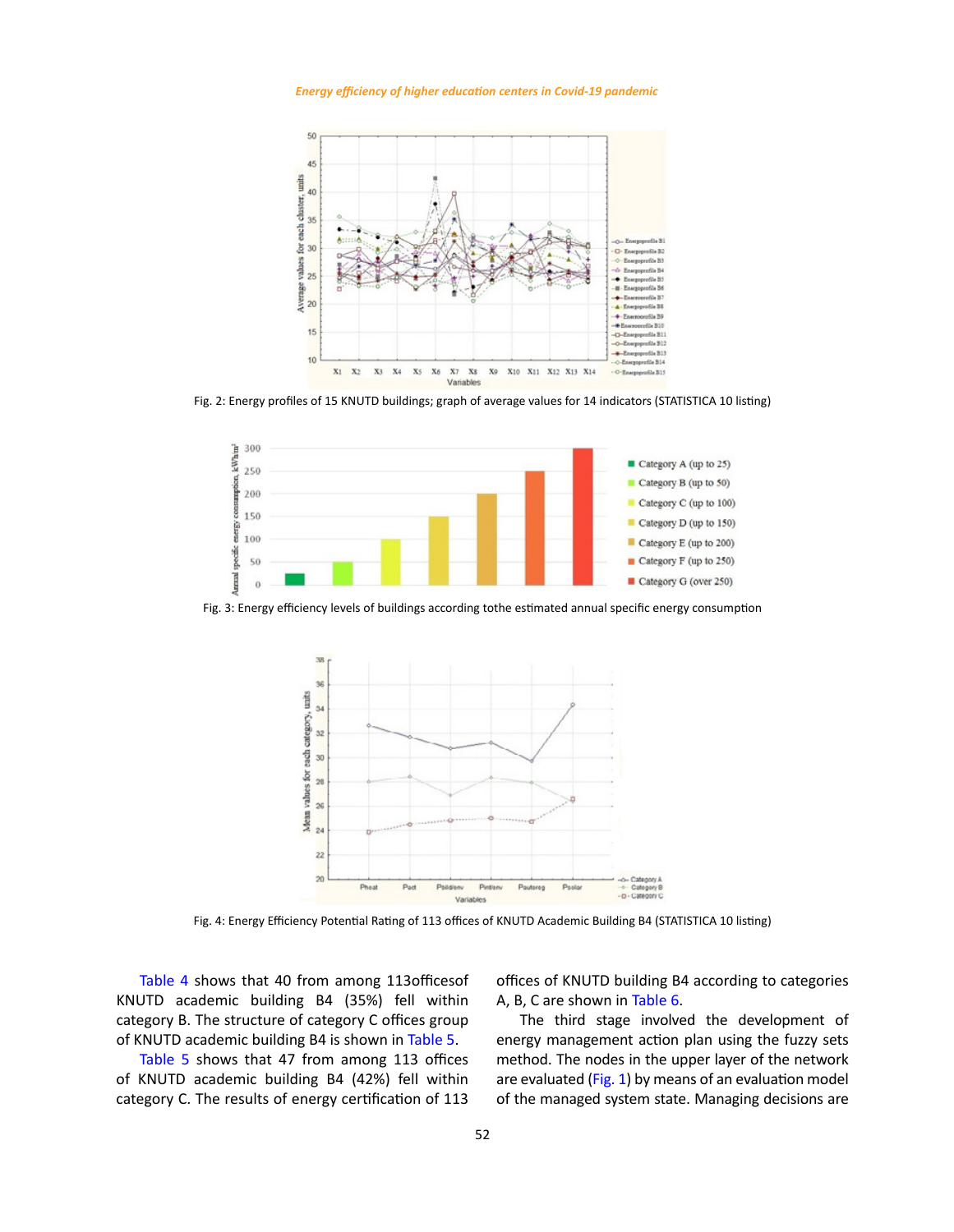Fig. 2: Energy profiles of 15 KNUTD buildings; graph of average values for 14 indicators (STATISTICA 10 listing)

Fig. 3: Energy efficiency levels of buildings according tothe estimated annual specific energy consumption

Fig. 4: Energy Efficiency Potential Rating of 113 offices of KNUTD Academic Building B4 (STATISTICA 10 listing)

Table 4 shows that 40 from among 113officesof KNUTD academic building B4 (35%) fell within category B. The structure of category C offices group of KNUTD academic building B4 is shown in Table 5.

Table 5 shows that 47 from among 113 offices of KNUTD academic building B4 (42%) fell within category C. The results of energy certification of 113 offices of KNUTD building B4 according to categories A, B, C are shown in Table 6.

The third stage involved the development of energy management action plan using the fuzzy sets method. The nodes in the upper layer of the network are evaluated (Fig. 1) by means of an evaluation model of the managed system state. Managing decisions are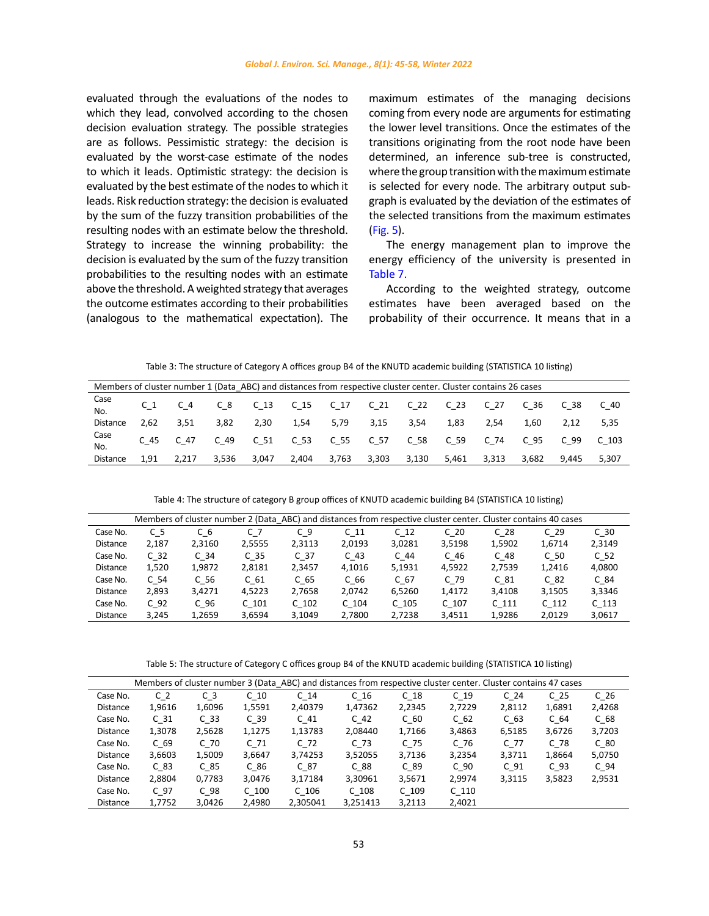evaluated through the evaluations of the nodes to which they lead, convolved according to the chosen decision evaluation strategy. The possible strategies are as follows. Pessimistic strategy: the decision is evaluated by the worst-case estimate of the nodes to which it leads. Optimistic strategy: the decision is evaluated by the best estimate of the nodes to which it leads. Risk reduction strategy: the decision is evaluated by the sum of the fuzzy transition probabilities of the resulting nodes with an estimate below the threshold. Strategy to increase the winning probability: the decision is evaluated by the sum of the fuzzy transition probabilities to the resulting nodes with an estimate above the threshold. A weighted strategy that averages the outcome estimates according to their probabilities (analogous to the mathematical expectation). The maximum estimates of the managing decisions coming from every node are arguments for estimating the lower level transitions. Once the estimates of the transitions originating from the root node have been determined, an inference sub-tree is constructed, where the group transition with the maximum estimate is selected for every node. The arbitrary output sub-graph is evaluated by the deviation of the estimates of the selected transitions from the maximum estimates (Fig. 5).

The energy management plan to improve the energy efficiency of the university is presented in Table 7.

According to the weighted strategy, outcome estimates have been averaged based on the probability of their occurrence. It means that in a

Table 3: The structure of Category A offices group B4 of the KNUTD academic building (STATISTICA 10 listing)

| Members of cluster number 1 (Data_ABC) and distances from respective cluster center. Cluster contains 26 cases | | | | | | | | | | | | | |
|---|---|---|---|---|---|---|---|---|---|---|---|---|---|
| Case No. | C_1 | C_4 | C_8 | C_13 | C_15 | C_17 | C_21 | C_22 | C_23 | C_27 | C_36 | C_38 | C_40 |
| Distance | 2,62 | 3,51 | 3,82 | 2,30 | 1,54 | 5,79 | 3,15 | 3,54 | 1,83 | 2,54 | 1,60 | 2,12 | 5,35 |
| Case No. | C_45 | C_47 | C_49 | C_51 | C_53 | C_55 | C_57 | C_58 | C_59 | C_74 | C_95 | C_99 | C_103 |
| Distance | 1,91 | 2,217 | 3,536 | 3,047 | 2,404 | 3,763 | 3,303 | 3,130 | 5,461 | 3,313 | 3,682 | 9,445 | 5,307 |

Table 4: The structure of category B group offices of KNUTD academic building B4 (STATISTICA 10 listing)

| Members of cluster number 2 (Data_ABC) and distances from respective cluster center. Cluster contains 40 cases | | | | | | | | | | |
|---|---|---|---|---|---|---|---|---|---|---|
| Case No. | C_5 | C_6 | C_7 | C_9 | C_11 | C_12 | C_20 | C_28 | C_29 | C_30 |
| Distance | 2,187 | 2,3160 | 2,5555 | 2,3113 | 2,0193 | 3,0281 | 3,5198 | 1,5902 | 1,6714 | 2,3149 |
| Case No. | C_32 | C_34 | C_35 | C_37 | C_43 | C_44 | C_46 | C_48 | C_50 | C_52 |
| Distance | 1,520 | 1,9872 | 2,8181 | 2,3457 | 4,1016 | 5,1931 | 4,5922 | 2,7539 | 1,2416 | 4,0800 |
| Case No. | C_54 | C_56 | C_61 | C_65 | C_66 | C_67 | C_79 | C_81 | C_82 | C_84 |
| Distance | 2,893 | 3,4271 | 4,5223 | 2,7658 | 2,0742 | 6,5260 | 1,4172 | 3,4108 | 3,1505 | 3,3346 |
| Case No. | C_92 | C_96 | C_101 | C_102 | C_104 | C_105 | C_107 | C_111 | C_112 | C_113 |
| Distance | 3,245 | 1,2659 | 3,6594 | 3,1049 | 2,7800 | 2,7238 | 3,4511 | 1,9286 | 2,0129 | 3,0617 |

Table 5: The structure of Category C offices group B4 of the KNUTD academic building (STATISTICA 10 listing)

| Members of cluster number 3 (Data_ABC) and distances from respective cluster center. Cluster contains 47 cases | | | | | | | | | | |
|---|---|---|---|---|---|---|---|---|---|---|
| Case No. | C_2 | C_3 | C_10 | C_14 | C_16 | C_18 | C_19 | C_24 | C_25 | C_26 |
| Distance | 1,9616 | 1,6096 | 1,5591 | 2,40379 | 1,47362 | 2,2345 | 2,7229 | 2,8112 | 1,6891 | 2,4268 |
| Case No. | C_31 | C_33 | C_39 | C_41 | C_42 | C_60 | C_62 | C_63 | C_64 | C_68 |
| Distance | 1,3078 | 2,5628 | 1,1275 | 1,13783 | 2,08440 | 1,7166 | 3,4863 | 6,5185 | 3,6726 | 3,7203 |
| Case No. | C_69 | C_70 | C_71 | C_72 | C_73 | C_75 | C_76 | C_77 | C_78 | C_80 |
| Distance | 3,6603 | 1,5009 | 3,6647 | 3,74253 | 3,52055 | 3,7136 | 3,2354 | 3,3711 | 1,8664 | 5,0750 |
| Case No. | C_83 | C_85 | C_86 | C_87 | C_88 | C_89 | C_90 | C_91 | C_93 | C_94 |
| Distance | 2,8804 | 0,7783 | 3,0476 | 3,17184 | 3,30961 | 3,5671 | 2,9974 | 3,3115 | 3,5823 | 2,9531 |
| Case No. | C_97 | C_98 | C_100 | C_106 | C_108 | C_109 | C_110 | | | |
| Distance | 1,7752 | 3,0426 | 2,4980 | 2,305041 | 3,251413 | 3,2113 | 2,4021 | | | |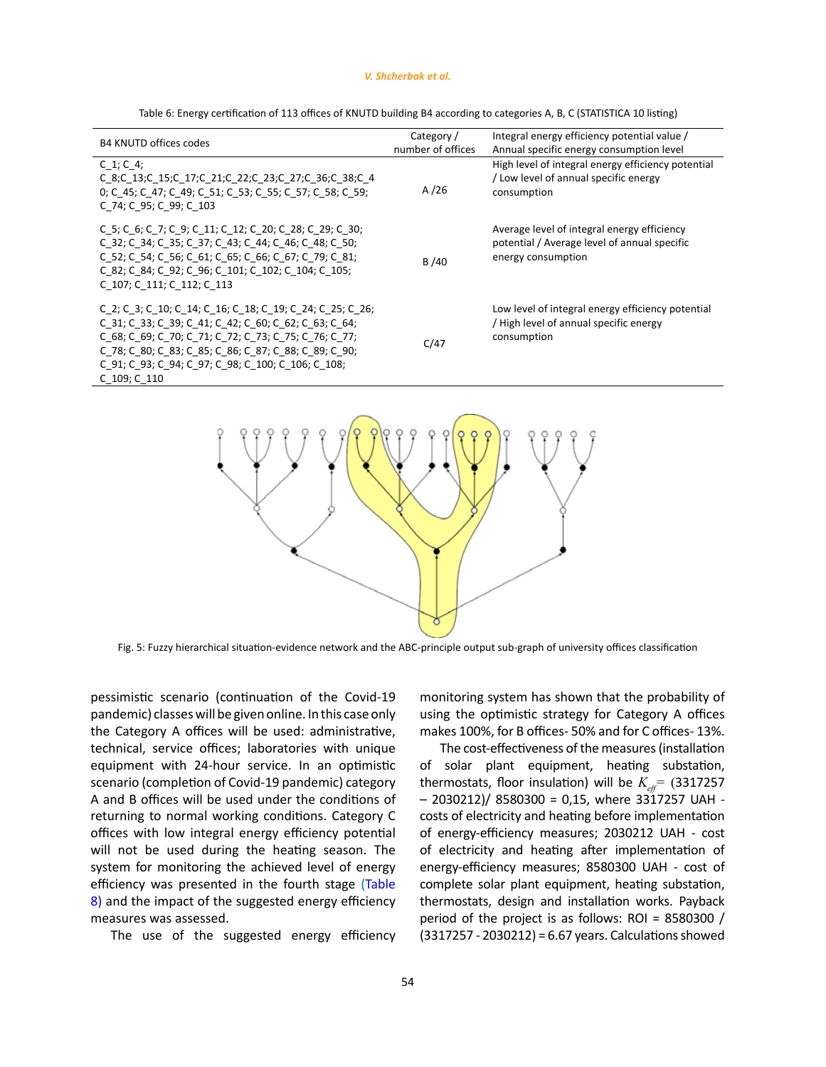Table 6: Energy certification of 113 offices of KNUTD building B4 according to categories A, B, C (STATISTICA 10 listing)

| B4 KNUTD offices codes | Category / number of offices | Integral energy efficiency potential value / Annual specific energy consumption level |
|---|---|---|
| C_1; C_4; C_8;C_13;C_15;C_17;C_21;C_22;C_23;C_27;C_36;C_38;C_40; C_45; C_47; C_49; C_51; C_53; C_55; C_57; C_58; C_59; C_74; C_95; C_99; C_103 | A /26 | High level of integral energy efficiency potential / Low level of annual specific energy consumption |
| C_5; C_6; C_7; C_9; C_11; C_12; C_20; C_28; C_29; C_30; C_32; C_34; C_35; C_37; C_43; C_44; C_46; C_48; C_50; C_52; C_54; C_56; C_61; C_65; C_66; C_67; C_79; C_81; C_82; C_84; C_92; C_96; C_101; C_102; C_104; C_105; C_107; C_111; C_112; C_113 | B /40 | Average level of integral energy efficiency potential / Average level of annual specific energy consumption |
| C_2; C_3; C_10; C_14; C_16; C_18; C_19; C_24; C_25; C_26; C_31; C_33; C_39; C_41; C_42; C_60; C_62; C_63; C_64; C_68; C_69; C_70; C_71; C_72; C_73; C_75; C_76; C_77; C_78; C_80; C_83; C_85; C_86; C_87; C_88; C_89; C_90; C_91; C_93; C_94; C_97; C_98; C_100; C_106; C_108; C_109; C_110 | C/47 | Low level of integral energy efficiency potential / High level of annual specific energy consumption |

Fig. 5: Fuzzy hierarchical situation-evidence network and the ABC-principle output sub-graph of university offices classification

pessimistic scenario (continuation of the Covid-19 pandemic) classes will be given online. In this case only the Category A offices will be used: administrative, technical, service offices; laboratories with unique equipment with 24-hour service. In an optimistic scenario (completion of Covid-19 pandemic) category A and B offices will be used under the conditions of returning to normal working conditions. Category C offices with low integral energy efficiency potential will not be used during the heating season. The system for monitoring the achieved level of energy efficiency was presented in the fourth stage (Table 8) and the impact of the suggested energy efficiency measures was assessed.

The use of the suggested energy efficiency monitoring system has shown that the probability of using the optimistic strategy for Category A offices makes 100%, for B offices- 50% and for C offices- 13%.

The cost-effectiveness of the measures (installation of solar plant equipment, heating substation, thermostats, floor insulation) will be $K_{eff}$= (3317257 – 2030212)/ 8580300 = 0,15, where 3317257 UAH - costs of electricity and heating before implementation of energy-efficiency measures; 2030212 UAH - cost of electricity and heating after implementation of energy-efficiency measures; 8580300 UAH - cost of complete solar plant equipment, heating substation, thermostats, design and installation works. Payback period of the project is as follows: ROI = 8580300 / (3317257 - 2030212) = 6.67 years. Calculations showed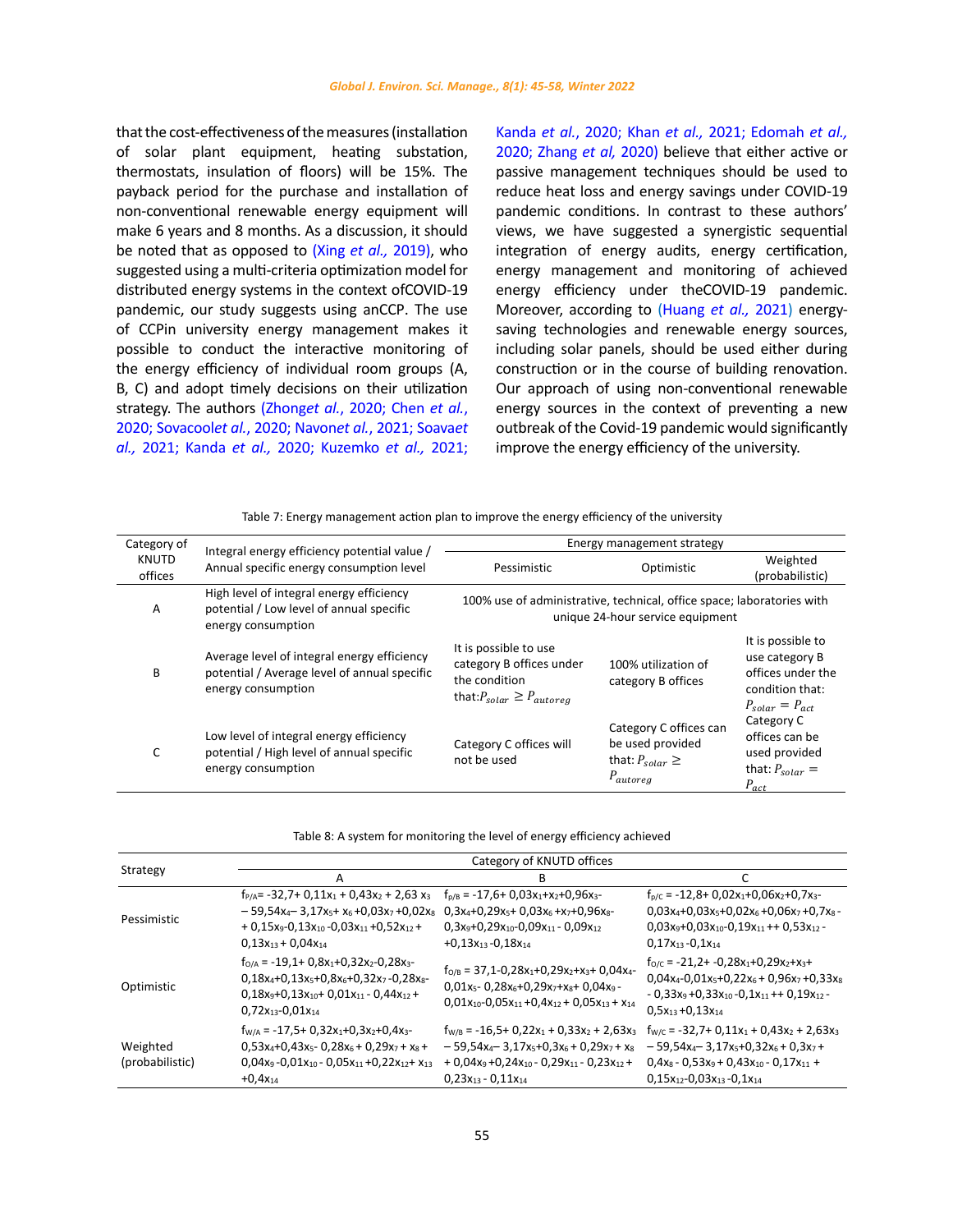that the cost-effectiveness of the measures (installation of solar plant equipment, heating substation, thermostats, insulation of floors) will be 15%. The payback period for the purchase and installation of non-conventional renewable energy equipment will make 6 years and 8 months. As a discussion, it should be noted that as opposed to (Xing *et al.,* 2019), who suggested using a multi-criteria optimization model for distributed energy systems in the context ofCOVID-19 pandemic, our study suggests using anCCP. The use of CCPin university energy management makes it possible to conduct the interactive monitoring of the energy efficiency of individual room groups (A, B, C) and adopt timely decisions on their utilization strategy. The authors (Zhong*et al.*, 2020; Chen *et al.*, 2020; Sovacool*et al.*, 2020; Navon*et al.*, 2021; Soava*et al.,* 2021; Kanda *et al.,* 2020; Kuzemko *et al.,* 2021; Kanda *et al.*, 2020; Khan *et al.,* 2021; Edomah *et al.,* 2020; Zhang *et al,* 2020) believe that either active or passive management techniques should be used to reduce heat loss and energy savings under COVID-19 pandemic conditions. In contrast to these authors' views, we have suggested a synergistic sequential integration of energy audits, energy certification, energy management and monitoring of achieved energy efficiency under theCOVID-19 pandemic. Moreover, according to (Huang *et al.,* 2021) energy-saving technologies and renewable energy sources, including solar panels, should be used either during construction or in the course of building renovation. Our approach of using non-conventional renewable energy sources in the context of preventing a new outbreak of the Covid-19 pandemic would significantly improve the energy efficiency of the university.

Table 7: Energy management action plan to improve the energy efficiency of the university

| Category of KNUTD offices | Integral energy efficiency potential value / Annual specific energy consumption level | Energy management strategy | | |
|---|---|---|---|---|
| | | Pessimistic | Optimistic | Weighted (probabilistic) |
| A | High level of integral energy efficiency potential / Low level of annual specific energy consumption | 100% use of administrative, technical, office space; laboratories with unique 24-hour service equipment | | |
| B | Average level of integral energy efficiency potential / Average level of annual specific energy consumption | It is possible to use category B offices under the condition that: $P_{solar} \geq P_{autoreg}$ | 100% utilization of category B offices | It is possible to use category B offices under the condition that: $P_{solar} = P_{act}$ |
| C | Low level of integral energy efficiency potential / High level of annual specific energy consumption | Category C offices will not be used | Category C offices can be used provided that: $P_{solar} \geq P_{autoreg}$ | Category C offices can be used provided that: $P_{solar} = P_{act}$ |

Table 8: A system for monitoring the level of energy efficiency achieved

| Strategy | Category of KNUTD offices | | |
|---|---|---|---|
| | A | B | C |
| Pessimistic | $f_{P/A}$= -32,7+ 0,11$x_1$ + 0,43$x_2$ + 2,63 $x_3$ – 59,54$x_4$– 3,17$x_5$+ $x_6$ +0,03$x_7$ +0,02$x_8$ + 0,15$x_9$-0,13$x_{10}$ -0,03$x_{11}$ +0,52$x_{12}$ + 0,13$x_{13}$ + 0,04$x_{14}$ | $f_{p/B}$ = -17,6+ 0,03$x_1$+$x_2$+0,96$x_3$- 0,3$x_4$+0,29$x_5$+ 0,03$x_6$ +$x_7$+0,96$x_8$- 0,3$x_9$+0,29$x_{10}$-0,09$x_{11}$ - 0,09$x_{12}$ +0,13$x_{13}$ -0,18$x_{14}$ | $f_{p/C}$ = -12,8+ 0,02$x_1$+0,06$x_2$+0,7$x_3$- 0,03$x_4$+0,03$x_5$+0,02$x_6$ +0,06$x_7$ +0,7$x_8$ - 0,03$x_9$+0,03$x_{10}$-0,19$x_{11}$ ++ 0,53$x_{12}$ - 0,17$x_{13}$ -0,1$x_{14}$ |
| Optimistic | $f_{O/A}$ = -19,1+ 0,8$x_1$+0,32$x_2$-0,28$x_3$- 0,18$x_4$+0,13$x_5$+0,8$x_6$+0,32$x_7$ -0,28$x_8$- 0,18$x_9$+0,13$x_{10}$+ 0,01$x_{11}$ - 0,44$x_{12}$ + 0,72$x_{13}$-0,01$x_{14}$ | $f_{O/B}$ = 37,1-0,28$x_1$+0,29$x_2$+$x_3$+ 0,04$x_4$- 0,01$x_5$- 0,28$x_6$+0,29$x_7$+$x_8$+ 0,04$x_9$ - 0,01$x_{10}$-0,05$x_{11}$ +0,4$x_{12}$ + 0,05$x_{13}$ + $x_{14}$ | $f_{O/C}$ = -21,2+ -0,28$x_1$+0,29$x_2$+$x_3$+ 0,04$x_4$-0,01$x_5$+0,22$x_6$ + 0,96$x_7$ +0,33$x_8$ - 0,33$x_9$ +0,33$x_{10}$ -0,1$x_{11}$ ++ 0,19$x_{12}$ - 0,5$x_{13}$ +0,13$x_{14}$ |
| Weighted (probabilistic) | $f_{W/A}$ = -17,5+ 0,32$x_1$+0,3$x_2$+0,4$x_3$- 0,53$x_4$+0,43$x_5$- 0,28$x_6$ + 0,29$x_7$ + $x_8$ + 0,04$x_9$ -0,01$x_{10}$ - 0,05$x_{11}$ +0,22$x_{12}$+ $x_{13}$ +0,4$x_{14}$ | $f_{W/B}$ = -16,5+ 0,22$x_1$ + 0,33$x_2$ + 2,63$x_3$ – 59,54$x_4$– 3,17$x_5$+0,3$x_6$ + 0,29$x_7$ + $x_8$ + 0,04$x_9$ +0,24$x_{10}$ - 0,29$x_{11}$ - 0,23$x_{12}$ + 0,23$x_{13}$ - 0,11$x_{14}$ | $f_{W/C}$ = -32,7+ 0,11$x_1$ + 0,43$x_2$ + 2,63$x_3$ – 59,54$x_4$– 3,17$x_5$+0,32$x_6$ + 0,3$x_7$ + 0,4$x_8$ - 0,53$x_9$ + 0,43$x_{10}$ - 0,17$x_{11}$ + 0,15$x_{12}$-0,03$x_{13}$ -0,1$x_{14}$ |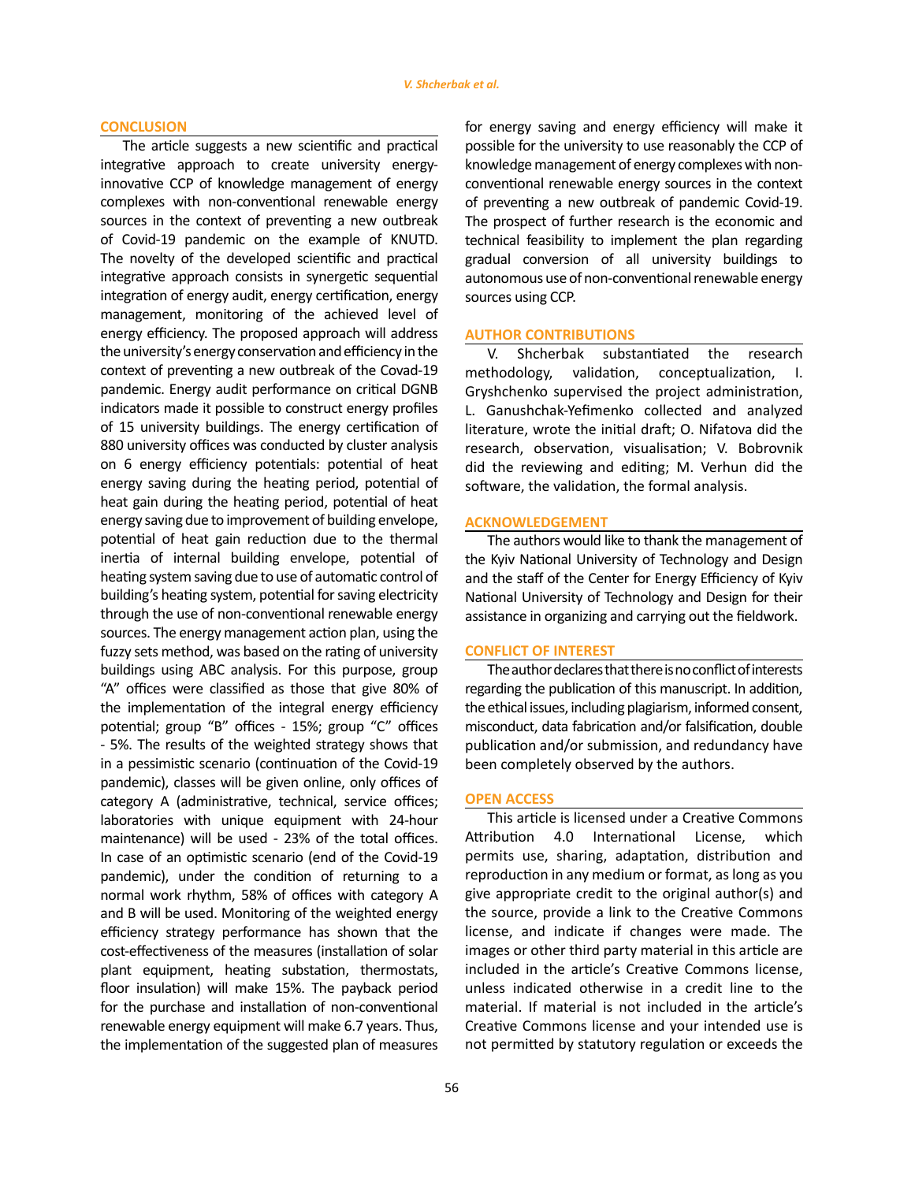## CONCLUSION

The article suggests a new scientific and practical integrative approach to create university energy-innovative CCP of knowledge management of energy complexes with non-conventional renewable energy sources in the context of preventing a new outbreak of Covid-19 pandemic on the example of KNUTD. The novelty of the developed scientific and practical integrative approach consists in synergetic sequential integration of energy audit, energy certification, energy management, monitoring of the achieved level of energy efficiency. The proposed approach will address the university's energy conservation and efficiency in the context of preventing a new outbreak of the Covad-19 pandemic. Energy audit performance on critical DGNB indicators made it possible to construct energy profiles of 15 university buildings. The energy certification of 880 university offices was conducted by cluster analysis on 6 energy efficiency potentials: potential of heat energy saving during the heating period, potential of heat gain during the heating period, potential of heat energy saving due to improvement of building envelope, potential of heat gain reduction due to the thermal inertia of internal building envelope, potential of heating system saving due to use of automatic control of building's heating system, potential for saving electricity through the use of non-conventional renewable energy sources. The energy management action plan, using the fuzzy sets method, was based on the rating of university buildings using ABC analysis. For this purpose, group "A" offices were classified as those that give 80% of the implementation of the integral energy efficiency potential; group "B" offices - 15%; group "C" offices - 5%. The results of the weighted strategy shows that in a pessimistic scenario (continuation of the Covid-19 pandemic), classes will be given online, only offices of category A (administrative, technical, service offices; laboratories with unique equipment with 24-hour maintenance) will be used - 23% of the total offices. In case of an optimistic scenario (end of the Covid-19 pandemic), under the condition of returning to a normal work rhythm, 58% of offices with category A and B will be used. Monitoring of the weighted energy efficiency strategy performance has shown that the cost-effectiveness of the measures (installation of solar plant equipment, heating substation, thermostats, floor insulation) will make 15%. The payback period for the purchase and installation of non-conventional renewable energy equipment will make 6.7 years. Thus, the implementation of the suggested plan of measures for energy saving and energy efficiency will make it possible for the university to use reasonably the CCP of knowledge management of energy complexes with non-conventional renewable energy sources in the context of preventing a new outbreak of pandemic Covid-19. The prospect of further research is the economic and technical feasibility to implement the plan regarding gradual conversion of all university buildings to autonomous use of non-conventional renewable energy sources using CCP.

## AUTHOR CONTRIBUTIONS

V. Shcherbak substantiated the research methodology, validation, conceptualization, I. Gryshchenko supervised the project administration, L. Ganushchak-Yefimenko collected and analyzed literature, wrote the initial draft; O. Nifatova did the research, observation, visualisation; V. Bobrovnik did the reviewing and editing; M. Verhun did the software, the validation, the formal analysis.

## ACKNOWLEDGEMENT

The authors would like to thank the management of the Kyiv National University of Technology and Design and the staff of the Center for Energy Efficiency of Kyiv National University of Technology and Design for their assistance in organizing and carrying out the fieldwork.

## CONFLICT OF INTEREST

The author declares that there is no conflict of interests regarding the publication of this manuscript. In addition, the ethical issues, including plagiarism, informed consent, misconduct, data fabrication and/or falsification, double publication and/or submission, and redundancy have been completely observed by the authors.

## OPEN ACCESS

This article is licensed under a Creative Commons Attribution 4.0 International License, which permits use, sharing, adaptation, distribution and reproduction in any medium or format, as long as you give appropriate credit to the original author(s) and the source, provide a link to the Creative Commons license, and indicate if changes were made. The images or other third party material in this article are included in the article's Creative Commons license, unless indicated otherwise in a credit line to the material. If material is not included in the article's Creative Commons license and your intended use is not permitted by statutory regulation or exceeds the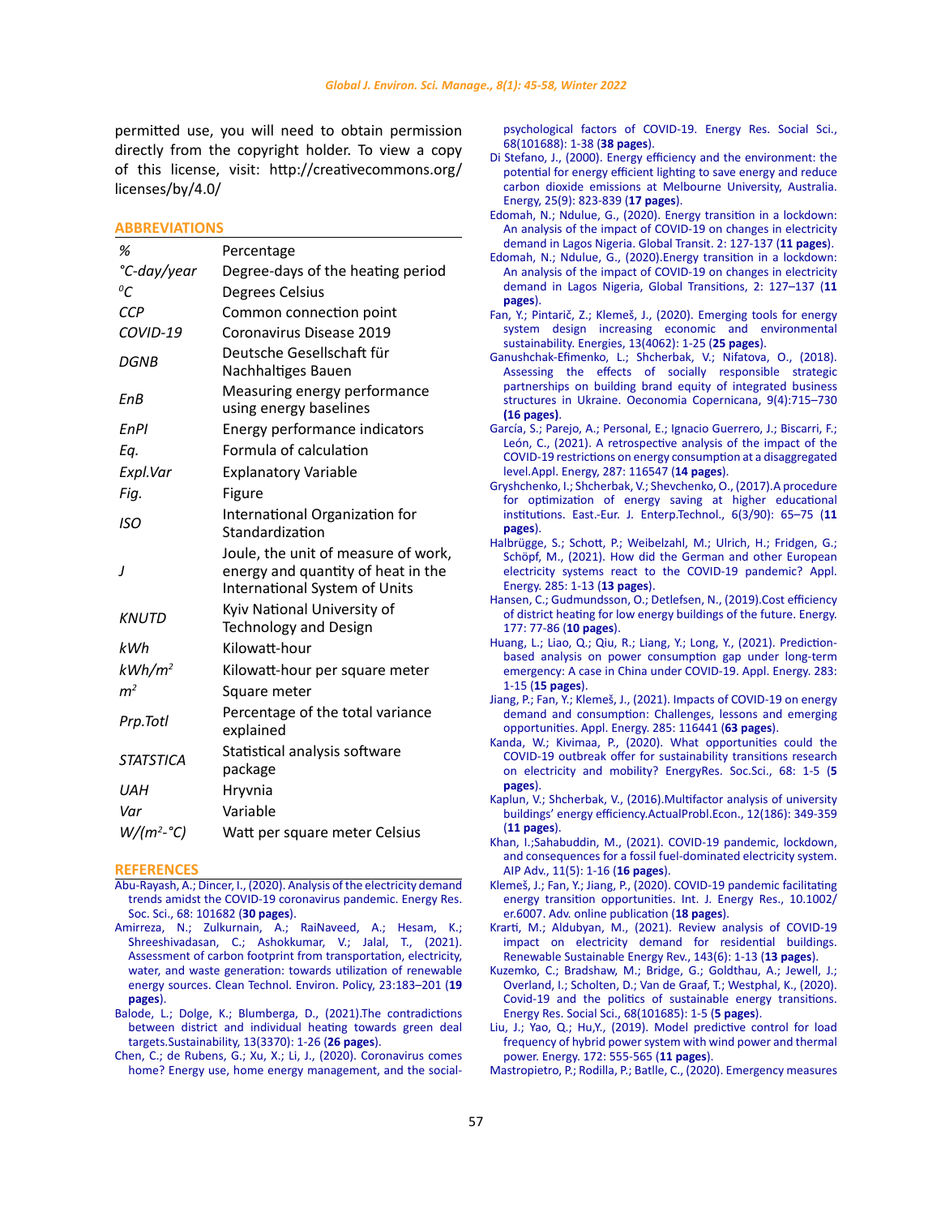permitted use, you will need to obtain permission directly from the copyright holder. To view a copy of this license, visit: http://creativecommons.org/licenses/by/4.0/

## ABBREVIATIONS

| | |
|---|---|
| *%* | Percentage |
| *°C-day/year* | Degree-days of the heating period |
| *$^0C$* | Degrees Celsius |
| *CCP* | Common connection point |
| *COVID-19* | Coronavirus Disease 2019 |
| *DGNB* | Deutsche Gesellschaft für Nachhaltiges Bauen |
| *EnB* | Measuring energy performance using energy baselines |
| *EnPI* | Energy performance indicators |
| *Eq.* | Formula of calculation |
| *Expl.Var* | Explanatory Variable |
| *Fig.* | Figure |
| *ISO* | International Organization for Standardization |
| *J* | Joule, the unit of measure of work, energy and quantity of heat in the International System of Units |
| *KNUTD* | Kyiv National University of Technology and Design |
| *kWh* | Kilowatt-hour |
| *$kWh/m^2$* | Kilowatt-hour per square meter |
| *$m^2$* | Square meter |
| *Prp.Totl* | Percentage of the total variance explained |
| *STATSTICA* | Statistical analysis software package |
| *UAH* | Hryvnia |
| *Var* | Variable |
| *$W/(m^2$-°C)* | Watt per square meter Celsius |

## REFERENCES

Abu-Rayash, A.; Dincer, I., (2020). Analysis of the electricity demand trends amidst the COVID-19 coronavirus pandemic. Energy Res. Soc. Sci., 68: 101682 (**30 pages**).

Amirreza, N.; Zulkurnain, A.; RaiNaveed, A.; Hesam, K.; Shreeshivadasan, C.; Ashokkumar, V.; Jalal, T., (2021). Assessment of carbon footprint from transportation, electricity, water, and waste generation: towards utilization of renewable energy sources. Clean Technol. Environ. Policy, 23:183–201 (**19 pages**).

Balode, L.; Dolge, K.; Blumberga, D., (2021).The contradictions between district and individual heating towards green deal targets.Sustainability, 13(3370): 1-26 (**26 pages**).

Chen, C.; de Rubens, G.; Xu, X.; Li, J., (2020). Coronavirus comes home? Energy use, home energy management, and the social-psychological factors of COVID-19. Energy Res. Social Sci., 68(101688): 1-38 (**38 pages**).

Di Stefano, J., (2000). Energy efficiency and the environment: the potential for energy efficient lighting to save energy and reduce carbon dioxide emissions at Melbourne University, Australia. Energy, 25(9): 823-839 (**17 pages**).

Edomah, N.; Ndulue, G., (2020). Energy transition in a lockdown: An analysis of the impact of COVID-19 on changes in electricity demand in Lagos Nigeria. Global Transit. 2: 127-137 (**11 pages**).

Edomah, N.; Ndulue, G., (2020).Energy transition in a lockdown: An analysis of the impact of COVID-19 on changes in electricity demand in Lagos Nigeria, Global Transitions, 2: 127–137 (**11 pages**).

Fan, Y.; Pintarič, Z.; Klemeš, J., (2020). Emerging tools for energy system design increasing economic and environmental sustainability. Energies, 13(4062): 1-25 (**25 pages**).

Ganushchak-Efimenko, L.; Shcherbak, V.; Nifatova, O., (2018). Assessing the effects of socially responsible strategic partnerships on building brand equity of integrated business structures in Ukraine. Oeconomia Copernicana, 9(4):715–730 (**16 pages**).

García, S.; Parejo, A.; Personal, E.; Ignacio Guerrero, J.; Biscarri, F.; León, C., (2021). A retrospective analysis of the impact of the COVID-19 restrictions on energy consumption at a disaggregated level.Appl. Energy, 287: 116547 (**14 pages**).

Gryshchenko, I.; Shcherbak, V.; Shevchenko, O., (2017).A procedure for optimization of energy saving at higher educational institutions. East.-Eur. J. Enterp.Technol., 6(3/90): 65–75 (**11 pages**).

Halbrügge, S.; Schott, P.; Weibelzahl, M.; Ulrich, H.; Fridgen, G.; Schöpf, M., (2021). How did the German and other European electricity systems react to the COVID-19 pandemic? Appl. Energy. 285: 1-13 (**13 pages**).

Hansen, C.; Gudmundsson, O.; Detlefsen, N., (2019).Cost efficiency of district heating for low energy buildings of the future. Energy. 177: 77-86 (**10 pages**).

Huang, L.; Liao, Q.; Qiu, R.; Liang, Y.; Long, Y., (2021). Prediction-based analysis on power consumption gap under long-term emergency: A case in China under COVID-19. Appl. Energy. 283: 1-15 (**15 pages**).

Jiang, P.; Fan, Y.; Klemeš, J., (2021). Impacts of COVID-19 on energy demand and consumption: Challenges, lessons and emerging opportunities. Appl. Energy. 285: 116441 (**63 pages**).

Kanda, W.; Kivimaa, P., (2020). What opportunities could the COVID-19 outbreak offer for sustainability transitions research on electricity and mobility? EnergyRes. Soc.Sci., 68: 1-5 (**5 pages**).

Kaplun, V.; Shcherbak, V., (2016).Multifactor analysis of university buildings' energy efficiency.ActualProbl.Econ., 12(186): 349-359 (**11 pages**).

Khan, I.;Sahabuddin, M., (2021). COVID-19 pandemic, lockdown, and consequences for a fossil fuel-dominated electricity system. AIP Adv., 11(5): 1-16 (**16 pages**).

Klemeš, J.; Fan, Y.; Jiang, P., (2020). COVID-19 pandemic facilitating energy transition opportunities. Int. J. Energy Res., 10.1002/er.6007. Adv. online publication (**18 pages**).

Krarti, M.; Aldubyan, M., (2021). Review analysis of COVID-19 impact on electricity demand for residential buildings. Renewable Sustainable Energy Rev., 143(6): 1-13 (**13 pages**).

Kuzemko, C.; Bradshaw, M.; Bridge, G.; Goldthau, A.; Jewell, J.; Overland, I.; Scholten, D.; Van de Graaf, T.; Westphal, K., (2020). Covid-19 and the politics of sustainable energy transitions. Energy Res. Social Sci., 68(101685): 1-5 (**5 pages**).

Liu, J.; Yao, Q.; Hu,Y., (2019). Model predictive control for load frequency of hybrid power system with wind power and thermal power. Energy. 172: 555-565 (**11 pages**).

Mastropietro, P.; Rodilla, P.; Batlle, C., (2020). Emergency measures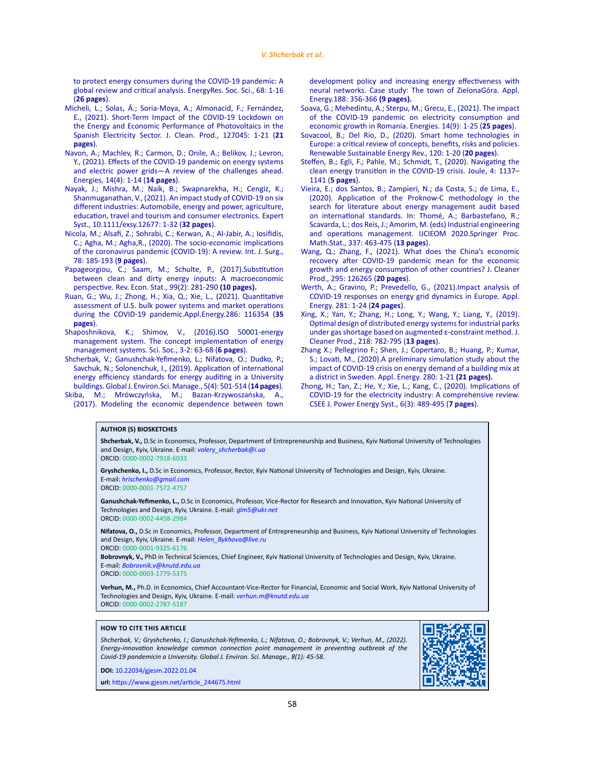to protect energy consumers during the COVID-19 pandemic: A global review and critical analysis. EnergyRes. Soc. Sci., 68: 1-16 (**26 pages**).

Micheli, L.; Solas, Á.; Soria-Moya, A.; Almonacid, F.; Fernández, E., (2021). Short-Term Impact of the COVID-19 Lockdown on the Energy and Economic Performance of Photovoltaics in the Spanish Electricity Sector. J. Clean. Prod., 127045: 1-21 (**21 pages**).

Navon, A.; Machlev, R.; Carmon, D.; Onile, A.; Belikov, J.; Levron, Y., (2021). Effects of the COVID-19 pandemic on energy systems and electric power grids—A review of the challenges ahead. Energies, 14(4): 1-14 (**14 pages**).

Nayak, J.; Mishra, M.; Naik, B.; Swapnarekha, H.; Cengiz, K.; Shanmuganathan, V., (2021). An impact study of COVID-19 on six different industries: Automobile, energy and power, agriculture, education, travel and tourism and consumer electronics. Expert Syst., 10.1111/exsy.12677: 1-32 (**32 pages**).

Nicola, M.; Alsafi, Z.; Sohrabi, C.; Kerwan, A.; Al-Jabir, A.; Iosifidis, C.; Agha, M.; Agha,R., (2020). The socio-economic implications of the coronavirus pandemic (COVID-19): A review. Int. J. Surg., 78: 185-193 (**9 pages**).

Papageorgiou, C.; Saam, M.; Schulte, P., (2017).Substitution between clean and dirty energy inputs: A macroeconomic perspective. Rev. Econ. Stat., 99(2): 281-290 **(10 pages).**

Ruan, G.; Wu, J.; Zhong, H.; Xia, Q.; Xie, L., (2021). Quantitative assessment of U.S. bulk power systems and market operations during the COVID-19 pandemic.Appl.Energy.286: 116354 (**35 pages**).

Shaposhnikova, K.; Shimov, V., (2016).ISO 50001-energy management system. The concept implementation of energy management systems. Sci. Soc., 3-2: 63-68 (**6 pages**).

Shcherbak, V.; Ganushchak-Yefimenko, L.; Nifatova, O.; Dudko, P.; Savchuk, N.; Solonenchuk, I., (2019). Application of international energy efficiency standards for energy auditing in a University buildings. Global J. Environ.Sci. Manage., 5(4): 501-514 (**14 pages**).

Skiba, M.; Mrówczyńska, M.; Bazan-Krzywoszańska, A., (2017). Modeling the economic dependence between town development policy and increasing energy effectiveness with neural networks. Case study: The town of ZielonaGóra. Appl. Energy.188: 356-366 **(9 pages).**

Soava, G.; Mehedintu, A.; Sterpu, M.; Grecu, E., (2021). The impact of the COVID-19 pandemic on electricity consumption and economic growth in Romania. Energies. 14(9): 1-25 (**25 pages**).

Sovacool, B.; Del Rio, D., (2020). Smart home technologies in Europe: a critical review of concepts, benefits, risks and policies. Renewable Sustainable Energy Rev., 120: 1-20 (**20 pages**).

Steffen, B.; Egli, F.; Pahle, M.; Schmidt, T., (2020). Navigating the clean energy transition in the COVID-19 crisis. Joule, 4: 1137–1141 (**5 pages**).

Vieira, E.; dos Santos, B.; Zampieri, N.; da Costa, S.; de Lima, E., (2020). Application of the Proknow-C methodology in the search for literature about energy management audit based on international standards. In: Thomé, A.; Barbastefano, R.; Scavarda, L.; dos Reis, J.; Amorim, M. (eds) Industrial engineering and operations management. IJCIEOM 2020.Springer Proc. Math.Stat., 337: 463-475 (**13 pages**).

Wang, Q.; Zhang, F., (2021). What does the China's economic recovery after COVID-19 pandemic mean for the economic growth and energy consumption of other countries? J. Cleaner Prod., 295: 126265 (**20 pages**).

Werth, A.; Gravino, P.; Prevedello, G., (2021).Impact analysis of COVID-19 responses on energy grid dynamics in Europe. Appl. Energy. 281: 1-24 (**24 pages**).

Xing, X.; Yan, Y.; Zhang, H.; Long, Y.; Wang, Y.; Liang, Y., (2019). Optimal design of distributed energy systems for industrial parks under gas shortage based on augmented ε-constraint method. J. Cleaner Prod., 218: 782-795 (**13 pages**).

Zhang X.; Pellegrino F.; Shen, J.; Copertaro, B.; Huang, P.; Kumar, S.; Lovati, M., (2020).A preliminary simulation study about the impact of COVID-19 crisis on energy demand of a building mix at a district in Sweden. Appl. Energy. 280: 1-21 **(21 pages).**

Zhong, H.; Tan, Z.; He, Y.; Xie, L.; Kang, C., (2020). Implications of COVID-19 for the electricity industry: A comprehensive review. CSEE J. Power Energy Syst., 6(3): 489-495 (**7 pages**).

**AUTHOR (S) BIOSKETCHES**

**Shcherbak, V.,** D.Sc in Economics, Professor, Department of Entrepreneurship and Business, Kyiv National University of Technologies and Design, Kyiv, Ukraine. E-mail: *valery_shcherbak@i.ua*
ORCID: 0000-0002-7918-6033

**Gryshchenko, I.,** D.Sc in Economics, Professor, Rector, Kyiv National University of Technologies and Design, Kyiv, Ukraine.
E-mail: *hrischenko@gmail.com*
ORCID: 0000-0001-7572-4757

**Ganushchak-Yefimenko, L.,** D.Sc in Economics, Professor, Vice-Rector for Research and Innovation, Kyiv National University of Technologies and Design, Kyiv, Ukraine. E-mail: *glm5@ukr.net*
ORCID: 0000-0002-4458-2984

**Nifatova, O.,** D.Sc in Economics, Professor, Department of Entrepreneurship and Business, Kyiv National University of Technologies and Design, Kyiv, Ukraine. E-mail: *Helen_Bykhova@live.ru*
ORCID: 0000-0001-9325-6176

**Bobrovnyk, V.,** PhD in Technical Sciences, Chief Engineer, Kyiv National University of Technologies and Design, Kyiv, Ukraine.
E-mail: *Bobrovnik.v@knutd.edu.ua*
ORCID: 0000-0003-1779-5375

**Verhun, M.,** Ph.D. in Economics, Chief Accountant-Vice-Rector for Financial, Economic and Social Work, Kyiv National University of Technologies and Design, Kyiv, Ukraine. E-mail: *verhun.m@knutd.edu.ua*
ORCID: 0000-0002-2787-5187

**HOW TO CITE THIS ARTICLE**

*Shcherbak, V.; Gryshchenko, I.; Ganushchak-Yefimenko, L.; Nifatova, O.; Bobrovnyk, V.; Verhun, M., (2022). Energy-innovation knowledge common connection point management in preventing outbreak of the Covid-19 pandemicin a University. Global J. Environ. Sci. Manage., 8(1): 45-58.*

**DOI:** 10.22034/gjesm.2022.01.04

**url:** https://www.gjesm.net/article_244675.html